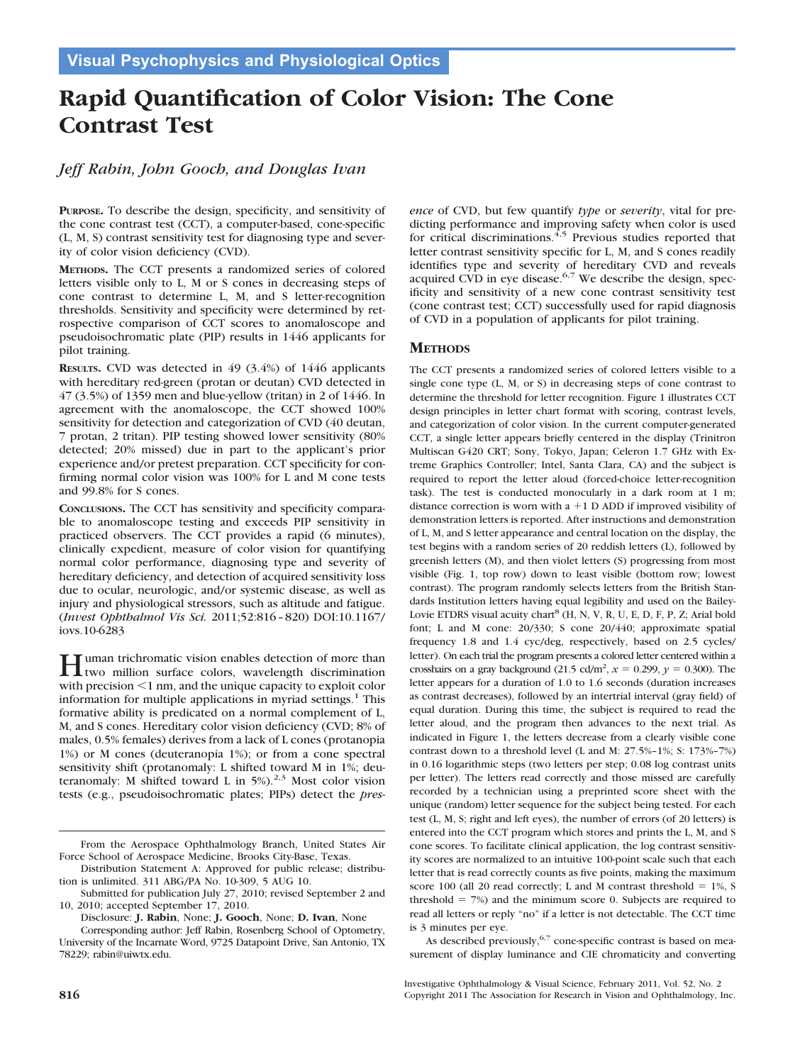Visual Psychophysics and Physiological Optics

# Rapid Quantification of Color Vision: The Cone Contrast Test

*Jeff Rabin, John Gooch, and Douglas Ivan*

**Purpose.** To describe the design, specificity, and sensitivity of the cone contrast test (CCT), a computer-based, cone-specific (L, M, S) contrast sensitivity test for diagnosing type and severity of color vision deficiency (CVD).

**Methods.** The CCT presents a randomized series of colored letters visible only to L, M or S cones in decreasing steps of cone contrast to determine L, M, and S letter-recognition thresholds. Sensitivity and specificity were determined by retrospective comparison of CCT scores to anomaloscope and pseudoisochromatic plate (PIP) results in 1446 applicants for pilot training.

**Results.** CVD was detected in 49 (3.4%) of 1446 applicants with hereditary red-green (protan or deutan) CVD detected in 47 (3.5%) of 1359 men and blue-yellow (tritan) in 2 of 1446. In agreement with the anomaloscope, the CCT showed 100% sensitivity for detection and categorization of CVD (40 deutan, 7 protan, 2 tritan). PIP testing showed lower sensitivity (80% detected; 20% missed) due in part to the applicant's prior experience and/or pretest preparation. CCT specificity for confirming normal color vision was 100% for L and M cone tests and 99.8% for S cones.

**Conclusions.** The CCT has sensitivity and specificity comparable to anomaloscope testing and exceeds PIP sensitivity in practiced observers. The CCT provides a rapid (6 minutes), clinically expedient, measure of color vision for quantifying normal color performance, diagnosing type and severity of hereditary deficiency, and detection of acquired sensitivity loss due to ocular, neurologic, and/or systemic disease, as well as injury and physiological stressors, such as altitude and fatigue. (*Invest Ophthalmol Vis Sci.* 2011;52:816–820) DOI:10.1167/iovs.10-6283

Human trichromatic vision enables detection of more than two million surface colors, wavelength discrimination with precision <1 nm, and the unique capacity to exploit color information for multiple applications in myriad settings.[1] This formative ability is predicated on a normal complement of L, M, and S cones. Hereditary color vision deficiency (CVD; 8% of males, 0.5% females) derives from a lack of L cones (protanopia 1%) or M cones (deuteranopia 1%); or from a cone spectral sensitivity shift (protanomaly: L shifted toward M in 1%; deuteranomaly: M shifted toward L in 5%).[2,3] Most color vision tests (e.g., pseudoisochromatic plates; PIPs) detect the *presence* of CVD, but few quantify *type* or *severity*, vital for predicting performance and improving safety when color is used for critical discriminations.[4,5] Previous studies reported that letter contrast sensitivity specific for L, M, and S cones readily identifies type and severity of hereditary CVD and reveals acquired CVD in eye disease.[6,7] We describe the design, specificity and sensitivity of a new cone contrast sensitivity test (cone contrast test; CCT) successfully used for rapid diagnosis of CVD in a population of applicants for pilot training.

## Methods

The CCT presents a randomized series of colored letters visible to a single cone type (L, M, or S) in decreasing steps of cone contrast to determine the threshold for letter recognition. Figure 1 illustrates CCT design principles in letter chart format with scoring, contrast levels, and categorization of color vision. In the current computer-generated CCT, a single letter appears briefly centered in the display (Trinitron Multiscan G420 CRT; Sony, Tokyo, Japan; Celeron 1.7 GHz with Extreme Graphics Controller; Intel, Santa Clara, CA) and the subject is required to report the letter aloud (forced-choice letter-recognition task). The test is conducted monocularly in a dark room at 1 m; distance correction is worn with a +1 D ADD if improved visibility of demonstration letters is reported. After instructions and demonstration of L, M, and S letter appearance and central location on the display, the test begins with a random series of 20 reddish letters (L), followed by greenish letters (M), and then violet letters (S) progressing from most visible (Fig. 1, top row) down to least visible (bottom row; lowest contrast). The program randomly selects letters from the British Standards Institution letters having equal legibility and used on the Bailey-Lovie ETDRS visual acuity chart[8] (H, N, V, R, U, E, D, F, P, Z; Arial bold font; L and M cone: 20/330; S cone 20/440; approximate spatial frequency 1.8 and 1.4 cyc/deg, respectively, based on 2.5 cycles/letter). On each trial the program presents a colored letter centered within a crosshairs on a gray background (21.5 cd/m$^2$, $x = 0.299$, $y = 0.300$). The letter appears for a duration of 1.0 to 1.6 seconds (duration increases as contrast decreases), followed by an intertrial interval (gray field) of equal duration. During this time, the subject is required to read the letter aloud, and the program then advances to the next trial. As indicated in Figure 1, the letters decrease from a clearly visible cone contrast down to a threshold level (L and M: 27.5%–1%; S: 173%–7%) in 0.16 logarithmic steps (two letters per step; 0.08 log contrast units per letter). The letters read correctly and those missed are carefully recorded by a technician using a preprinted score sheet with the unique (random) letter sequence for the subject being tested. For each test (L, M, S; right and left eyes), the number of errors (of 20 letters) is entered into the CCT program which stores and prints the L, M, and S cone scores. To facilitate clinical application, the log contrast sensitivity scores are normalized to an intuitive 100-point scale such that each letter that is read correctly counts as five points, making the maximum score 100 (all 20 read correctly; L and M contrast threshold = 1%, S threshold = 7%) and the minimum score 0. Subjects are required to read all letters or reply "no" if a letter is not detectable. The CCT time is 3 minutes per eye.

As described previously,[6,7] cone-specific contrast is based on measurement of display luminance and CIE chromaticity and converting

From the Aerospace Ophthalmology Branch, United States Air Force School of Aerospace Medicine, Brooks City-Base, Texas.

Distribution Statement A: Approved for public release; distribution is unlimited. 311 ABG/PA No. 10-309, 5 AUG 10.

Submitted for publication July 27, 2010; revised September 2 and 10, 2010; accepted September 17, 2010.

Disclosure: **J. Rabin**, None; **J. Gooch**, None; **D. Ivan**, None

Corresponding author: Jeff Rabin, Rosenberg School of Optometry, University of the Incarnate Word, 9725 Datapoint Drive, San Antonio, TX 78229; rabin@uiwtx.edu.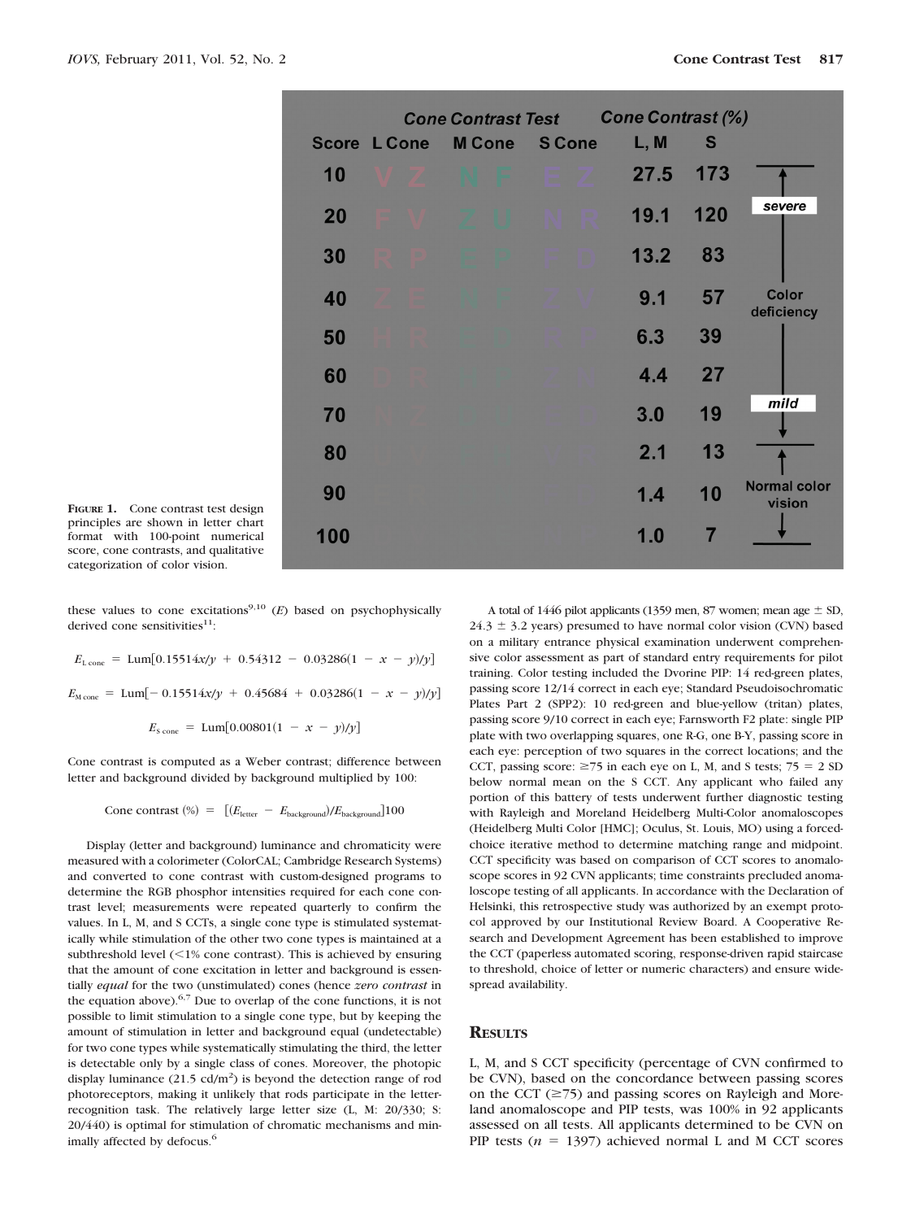**FIGURE 1.** Cone contrast test design principles are shown in letter chart format with 100-point numerical score, cone contrasts, and qualitative categorization of color vision.

these values to cone excitations[9,10] ($E$) based on psychophysically derived cone sensitivities[11]:

$$E_{\text{L cone}} = \text{Lum}[0.15514x/y + 0.54312 - 0.03286(1 - x - y)/y]$$

$$E_{\text{M cone}} = \text{Lum}[-0.15514x/y + 0.45684 + 0.03286(1 - x - y)/y]$$

$$E_{\text{S cone}} = \text{Lum}[0.00801(1 - x - y)/y]$$

Cone contrast is computed as a Weber contrast; difference between letter and background divided by background multiplied by 100:

$$\text{Cone contrast (\%)} = [(E_{\text{letter}} - E_{\text{background}})/E_{\text{background}}]100$$

Display (letter and background) luminance and chromaticity were measured with a colorimeter (ColorCAL; Cambridge Research Systems) and converted to cone contrast with custom-designed programs to determine the RGB phosphor intensities required for each cone contrast level; measurements were repeated quarterly to confirm the values. In L, M, and S CCTs, a single cone type is stimulated systematically while stimulation of the other two cone types is maintained at a subthreshold level (<1% cone contrast). This is achieved by ensuring that the amount of cone excitation in letter and background is essentially *equal* for the two (unstimulated) cones (hence *zero contrast* in the equation above).[6,7] Due to overlap of the cone functions, it is not possible to limit stimulation to a single cone type, but by keeping the amount of stimulation in letter and background equal (undetectable) for two cone types while systematically stimulating the third, the letter is detectable only by a single class of cones. Moreover, the photopic display luminance (21.5 cd/m$^2$) is beyond the detection range of rod photoreceptors, making it unlikely that rods participate in the letter-recognition task. The relatively large letter size (L, M: 20/330; S: 20/440) is optimal for stimulation of chromatic mechanisms and minimally affected by defocus.[6]

A total of 1446 pilot applicants (1359 men, 87 women; mean age ± SD, 24.3 ± 3.2 years) presumed to have normal color vision (CVN) based on a military entrance physical examination underwent comprehensive color assessment as part of standard entry requirements for pilot training. Color testing included the Dvorine PIP: 14 red-green plates, passing score 12/14 correct in each eye; Standard Pseudoisochromatic Plates Part 2 (SPP2): 10 red-green and blue-yellow (tritan) plates, passing score 9/10 correct in each eye; Farnsworth F2 plate: single PIP plate with two overlapping squares, one R-G, one B-Y, passing score in each eye: perception of two squares in the correct locations; and the CCT, passing score: ≥75 in each eye on L, M, and S tests; 75 = 2 SD below normal mean on the S CCT. Any applicant who failed any portion of this battery of tests underwent further diagnostic testing with Rayleigh and Moreland Heidelberg Multi-Color anomaloscopes (Heidelberg Multi Color [HMC]; Oculus, St. Louis, MO) using a forced-choice iterative method to determine matching range and midpoint. CCT specificity was based on comparison of CCT scores to anomaloscope scores in 92 CVN applicants; time constraints precluded anomaloscope testing of all applicants. In accordance with the Declaration of Helsinki, this retrospective study was authorized by an exempt protocol approved by our Institutional Review Board. A Cooperative Research and Development Agreement has been established to improve the CCT (paperless automated scoring, response-driven rapid staircase to threshold, choice of letter or numeric characters) and ensure widespread availability.

## RESULTS

L, M, and S CCT specificity (percentage of CVN confirmed to be CVN), based on the concordance between passing scores on the CCT (≥75) and passing scores on Rayleigh and Moreland anomaloscope and PIP tests, was 100% in 92 applicants assessed on all tests. All applicants determined to be CVN on PIP tests ($n$ = 1397) achieved normal L and M CCT scores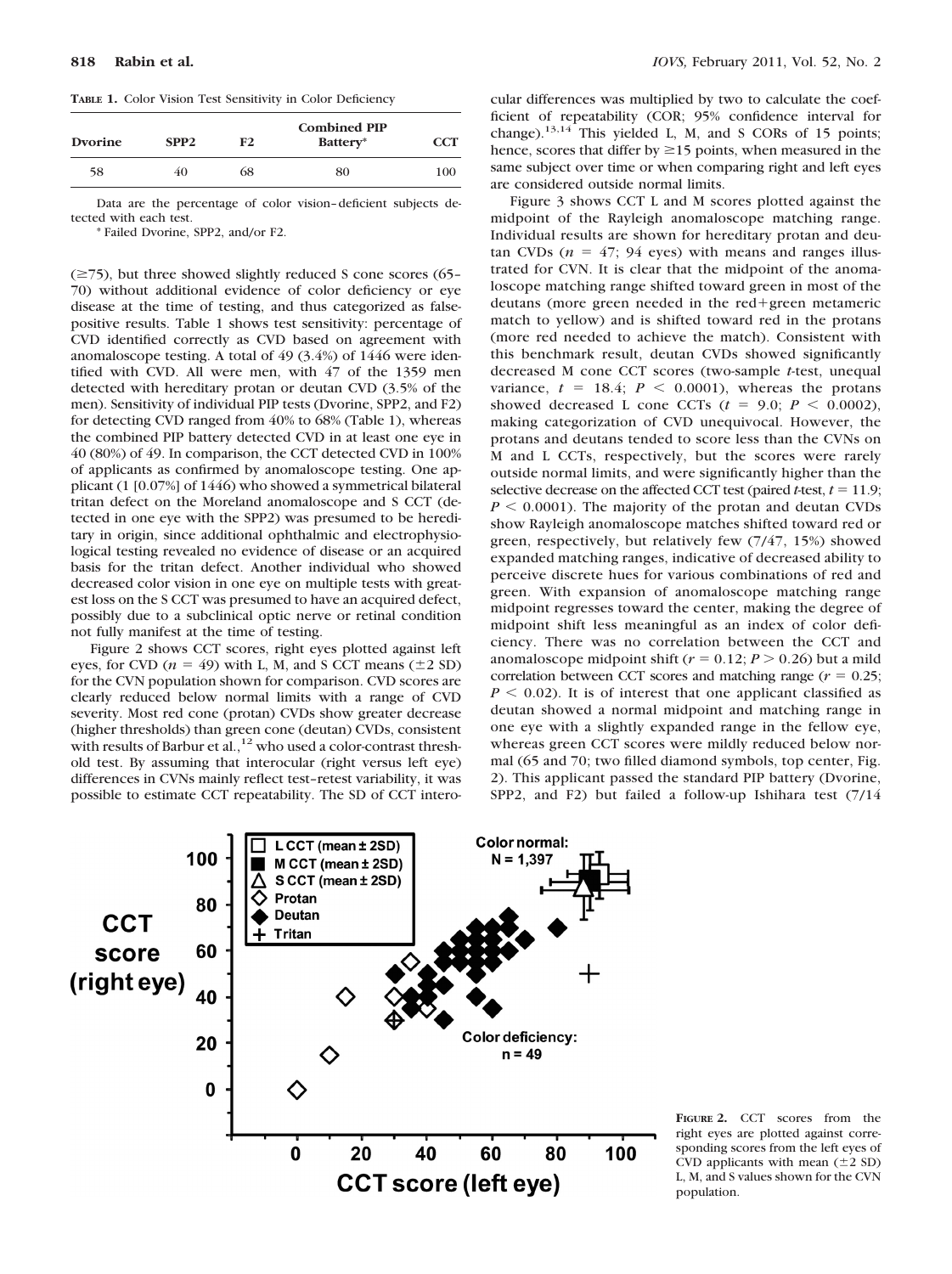**TABLE 1.** Color Vision Test Sensitivity in Color Deficiency

| Dvorine | SPP2 | F2 | Combined PIP Battery* | CCT |
|---|---|---|---|---|
| 58 | 40 | 68 | 80 | 100 |

Data are the percentage of color vision–deficient subjects detected with each test.

* Failed Dvorine, SPP2, and/or F2.

(≥75), but three showed slightly reduced S cone scores (65–70) without additional evidence of color deficiency or eye disease at the time of testing, and thus categorized as false-positive results. Table 1 shows test sensitivity: percentage of CVD identified correctly as CVD based on agreement with anomaloscope testing. A total of 49 (3.4%) of 1446 were identified with CVD. All were men, with 47 of the 1359 men detected with hereditary protan or deutan CVD (3.5% of the men). Sensitivity of individual PIP tests (Dvorine, SPP2, and F2) for detecting CVD ranged from 40% to 68% (Table 1), whereas the combined PIP battery detected CVD in at least one eye in 40 (80%) of 49. In comparison, the CCT detected CVD in 100% of applicants as confirmed by anomaloscope testing. One applicant (1 [0.07%] of 1446) who showed a symmetrical bilateral tritan defect on the Moreland anomaloscope and S CCT (detected in one eye with the SPP2) was presumed to be hereditary in origin, since additional ophthalmic and electrophysiological testing revealed no evidence of disease or an acquired basis for the tritan defect. Another individual who showed decreased color vision in one eye on multiple tests with greatest loss on the S CCT was presumed to have an acquired defect, possibly due to a subclinical optic nerve or retinal condition not fully manifest at the time of testing.

Figure 2 shows CCT scores, right eyes plotted against left eyes, for CVD ($n = 49$) with L, M, and S CCT means (±2 SD) for the CVN population shown for comparison. CVD scores are clearly reduced below normal limits with a range of CVD severity. Most red cone (protan) CVDs show greater decrease (higher thresholds) than green cone (deutan) CVDs, consistent with results of Barbur et al.,[12] who used a color-contrast threshold test. By assuming that interocular (right versus left eye) differences in CVNs mainly reflect test–retest variability, it was possible to estimate CCT repeatability. The SD of CCT interocular differences was multiplied by two to calculate the coefficient of repeatability (COR; 95% confidence interval for change).[13,14] This yielded L, M, and S CORs of 15 points; hence, scores that differ by ≥15 points, when measured in the same subject over time or when comparing right and left eyes are considered outside normal limits.

Figure 3 shows CCT L and M scores plotted against the midpoint of the Rayleigh anomaloscope matching range. Individual results are shown for hereditary protan and deutan CVDs ($n = 47$; 94 eyes) with means and ranges illustrated for CVN. It is clear that the midpoint of the anomaloscope matching range shifted toward green in most of the deutans (more green needed in the red+green metameric match to yellow) and is shifted toward red in the protans (more red needed to achieve the match). Consistent with this benchmark result, deutan CVDs showed significantly decreased M cone CCT scores (two-sample *t*-test, unequal variance, $t = 18.4$; $P < 0.0001$), whereas the protans showed decreased L cone CCTs ($t = 9.0$; $P < 0.0002$), making categorization of CVD unequivocal. However, the protans and deutans tended to score less than the CVNs on M and L CCTs, respectively, but the scores were rarely outside normal limits, and were significantly higher than the selective decrease on the affected CCT test (paired *t*-test, $t = 11.9$; $P < 0.0001$). The majority of the protan and deutan CVDs show Rayleigh anomaloscope matches shifted toward red or green, respectively, but relatively few (7/47, 15%) showed expanded matching ranges, indicative of decreased ability to perceive discrete hues for various combinations of red and green. With expansion of anomaloscope matching range midpoint regresses toward the center, making the degree of midpoint shift less meaningful as an index of color deficiency. There was no correlation between the CCT and anomaloscope midpoint shift ($r = 0.12$; $P > 0.26$) but a mild correlation between CCT scores and matching range ($r = 0.25$; $P < 0.02$). It is of interest that one applicant classified as deutan showed a normal midpoint and matching range in one eye with a slightly expanded range in the fellow eye, whereas green CCT scores were mildly reduced below normal (65 and 70; two filled diamond symbols, top center, Fig. 2). This applicant passed the standard PIP battery (Dvorine, SPP2, and F2) but failed a follow-up Ishihara test (7/14

**FIGURE 2.** CCT scores from the right eyes are plotted against corresponding scores from the left eyes of CVD applicants with mean (±2 SD) L, M, and S values shown for the CVN population.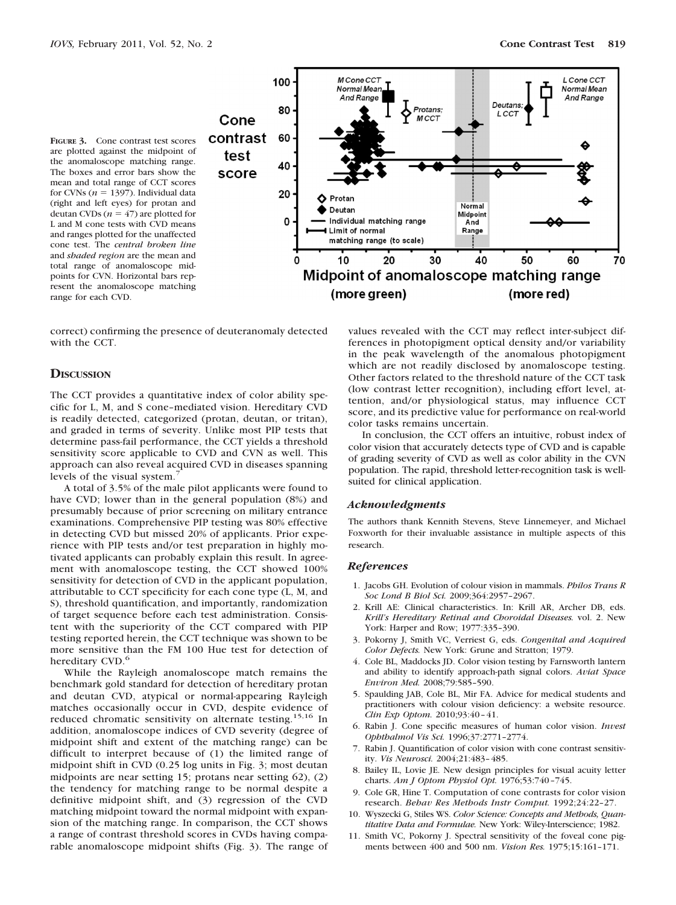**FIGURE 3.** Cone contrast test scores are plotted against the midpoint of the anomaloscope matching range. The boxes and error bars show the mean and total range of CCT scores for CVNs ($n = 1397$). Individual data (right and left eyes) for protan and deutan CVDs ($n = 47$) are plotted for L and M cone tests with CVD means and ranges plotted for the unaffected cone test. The *central broken line* and *shaded region* are the mean and total range of anomaloscope midpoints for CVN. Horizontal bars represent the anomaloscope matching range for each CVD.

correct) confirming the presence of deuteranomaly detected with the CCT.

## Discussion

The CCT provides a quantitative index of color ability specific for L, M, and S cone–mediated vision. Hereditary CVD is readily detected, categorized (protan, deutan, or tritan), and graded in terms of severity. Unlike most PIP tests that determine pass-fail performance, the CCT yields a threshold sensitivity score applicable to CVD and CVN as well. This approach can also reveal acquired CVD in diseases spanning levels of the visual system.[7]

A total of 3.5% of the male pilot applicants were found to have CVD; lower than in the general population (8%) and presumably because of prior screening on military entrance examinations. Comprehensive PIP testing was 80% effective in detecting CVD but missed 20% of applicants. Prior experience with PIP tests and/or test preparation in highly motivated applicants can probably explain this result. In agreement with anomaloscope testing, the CCT showed 100% sensitivity for detection of CVD in the applicant population, attributable to CCT specificity for each cone type (L, M, and S), threshold quantification, and importantly, randomization of target sequence before each test administration. Consistent with the superiority of the CCT compared with PIP testing reported herein, the CCT technique was shown to be more sensitive than the FM 100 Hue test for detection of hereditary CVD.[6]

While the Rayleigh anomaloscope match remains the benchmark gold standard for detection of hereditary protan and deutan CVD, atypical or normal-appearing Rayleigh matches occasionally occur in CVD, despite evidence of reduced chromatic sensitivity on alternate testing.[15,16] In addition, anomaloscope indices of CVD severity (degree of midpoint shift and extent of the matching range) can be difficult to interpret because of (1) the limited range of midpoint shift in CVD (0.25 log units in Fig. 3; most deutan midpoints are near setting 15; protans near setting 62), (2) the tendency for matching range to be normal despite a definitive midpoint shift, and (3) regression of the CVD matching midpoint toward the normal midpoint with expansion of the matching range. In comparison, the CCT shows a range of contrast threshold scores in CVDs having comparable anomaloscope midpoint shifts (Fig. 3). The range of values revealed with the CCT may reflect inter-subject differences in photopigment optical density and/or variability in the peak wavelength of the anomalous photopigment which are not readily disclosed by anomaloscope testing. Other factors related to the threshold nature of the CCT task (low contrast letter recognition), including effort level, attention, and/or physiological status, may influence CCT score, and its predictive value for performance on real-world color tasks remains uncertain.

In conclusion, the CCT offers an intuitive, robust index of color vision that accurately detects type of CVD and is capable of grading severity of CVD as well as color ability in the CVN population. The rapid, threshold letter-recognition task is well-suited for clinical application.

### *Acknowledgments*

The authors thank Kennith Stevens, Steve Linnemeyer, and Michael Foxworth for their invaluable assistance in multiple aspects of this research.

### *References*

1. Jacobs GH. Evolution of colour vision in mammals. *Philos Trans R Soc Lond B Biol Sci.* 2009;364:2957–2967.
2. Krill AE: Clinical characteristics. In: Krill AR, Archer DB, eds. *Krill's Hereditary Retinal and Choroidal Diseases.* vol. 2. New York: Harper and Row; 1977:335–390.
3. Pokorny J, Smith VC, Verriest G, eds. *Congenital and Acquired Color Defects.* New York: Grune and Stratton; 1979.
4. Cole BL, Maddocks JD. Color vision testing by Farnsworth lantern and ability to identify approach-path signal colors. *Aviat Space Environ Med.* 2008;79:585–590.
5. Spaulding JAB, Cole BL, Mir FA. Advice for medical students and practitioners with colour vision deficiency: a website resource. *Clin Exp Optom.* 2010;93:40–41.
6. Rabin J. Cone specific measures of human color vision. *Invest Ophthalmol Vis Sci.* 1996;37:2771–2774.
7. Rabin J. Quantification of color vision with cone contrast sensitivity. *Vis Neurosci.* 2004;21:483–485.
8. Bailey IL, Lovie JE. New design principles for visual acuity letter charts. *Am J Optom Physiol Opt.* 1976;53:740–745.
9. Cole GR, Hine T. Computation of cone contrasts for color vision research. *Behav Res Methods Instr Comput.* 1992;24:22–27.
10. Wyszecki G, Stiles WS. *Color Science: Concepts and Methods, Quantitative Data and Formulae.* New York: Wiley-Interscience; 1982.
11. Smith VC, Pokorny J. Spectral sensitivity of the foveal cone pigments between 400 and 500 nm. *Vision Res.* 1975;15:161–171.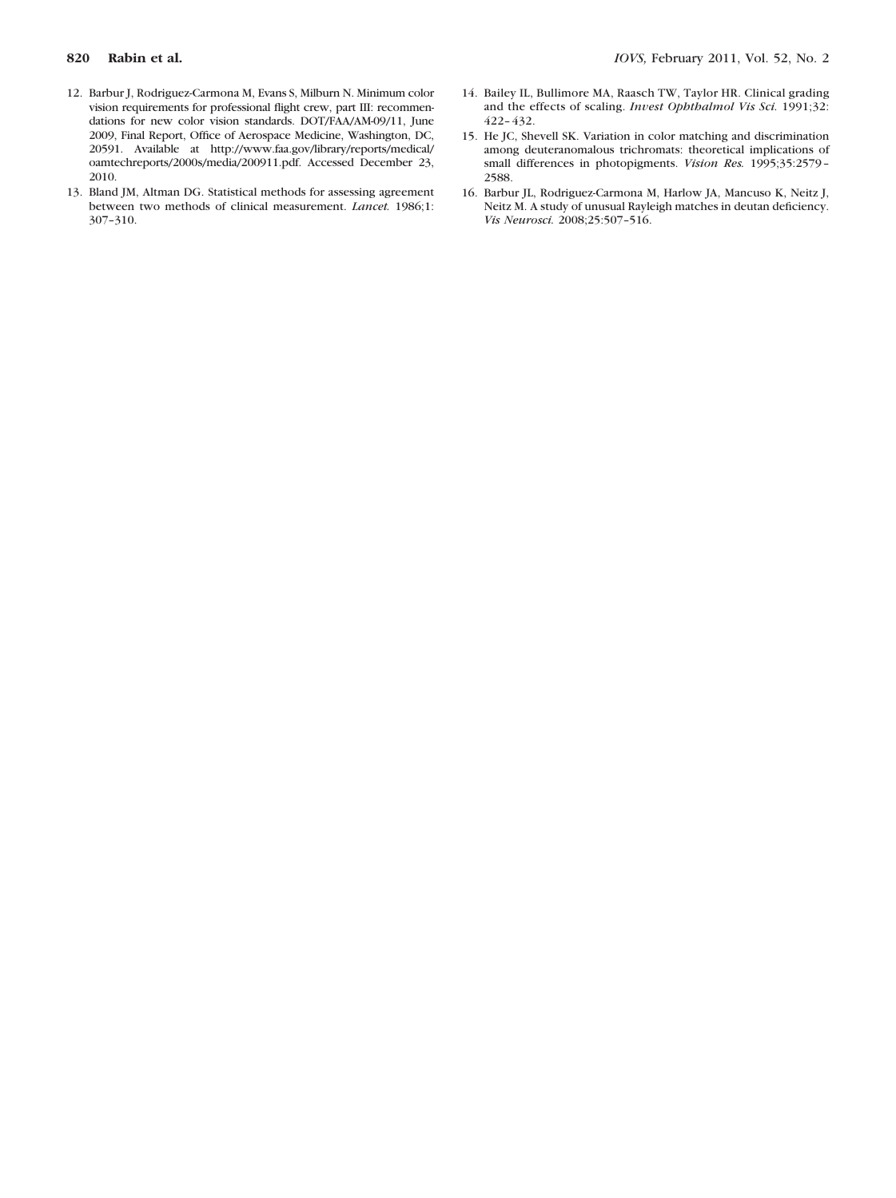12. Barbur J, Rodriguez-Carmona M, Evans S, Milburn N. Minimum color vision requirements for professional flight crew, part III: recommendations for new color vision standards. DOT/FAA/AM-09/11, June 2009, Final Report, Office of Aerospace Medicine, Washington, DC, 20591. Available at http://www.faa.gov/library/reports/medical/oamtechreports/2000s/media/200911.pdf. Accessed December 23, 2010.
13. Bland JM, Altman DG. Statistical methods for assessing agreement between two methods of clinical measurement. *Lancet.* 1986;1: 307–310.
14. Bailey IL, Bullimore MA, Raasch TW, Taylor HR. Clinical grading and the effects of scaling. *Invest Ophthalmol Vis Sci.* 1991;32: 422–432.
15. He JC, Shevell SK. Variation in color matching and discrimination among deuteranomalous trichromats: theoretical implications of small differences in photopigments. *Vision Res.* 1995;35:2579–2588.
16. Barbur JL, Rodriguez-Carmona M, Harlow JA, Mancuso K, Neitz J, Neitz M. A study of unusual Rayleigh matches in deutan deficiency. *Vis Neurosci.* 2008;25:507–516.